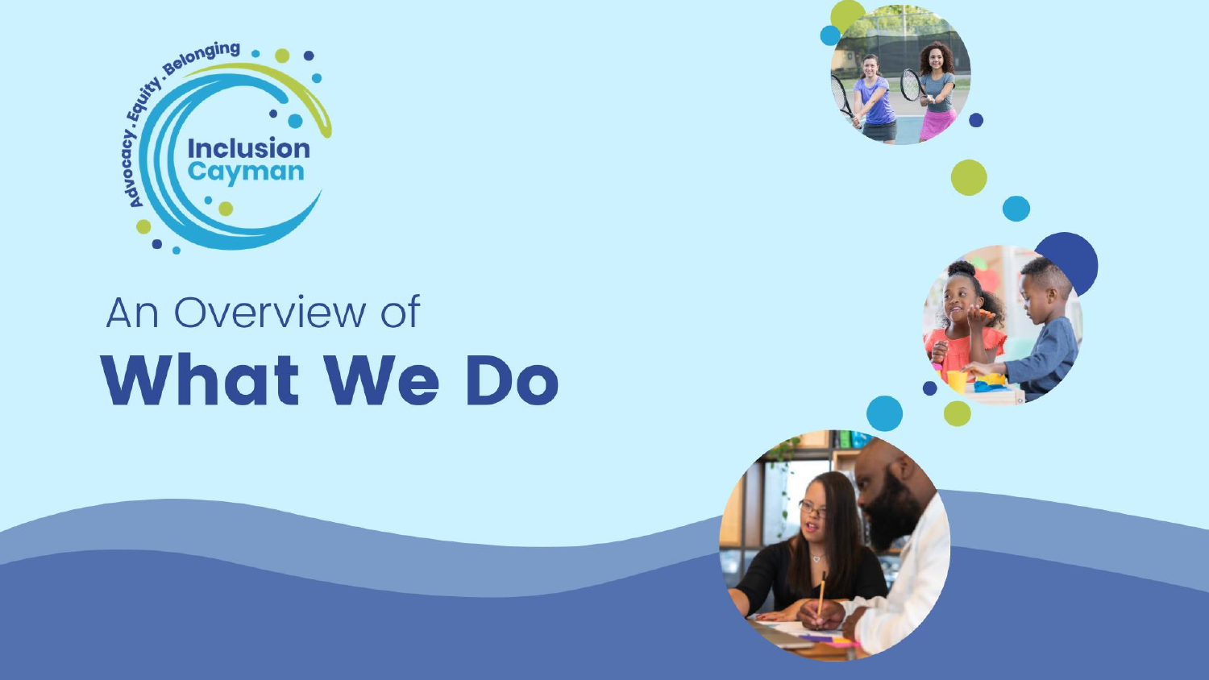Advocacy. Equity. Belonging

Inclusion Cayman

An Overview of

# What We Do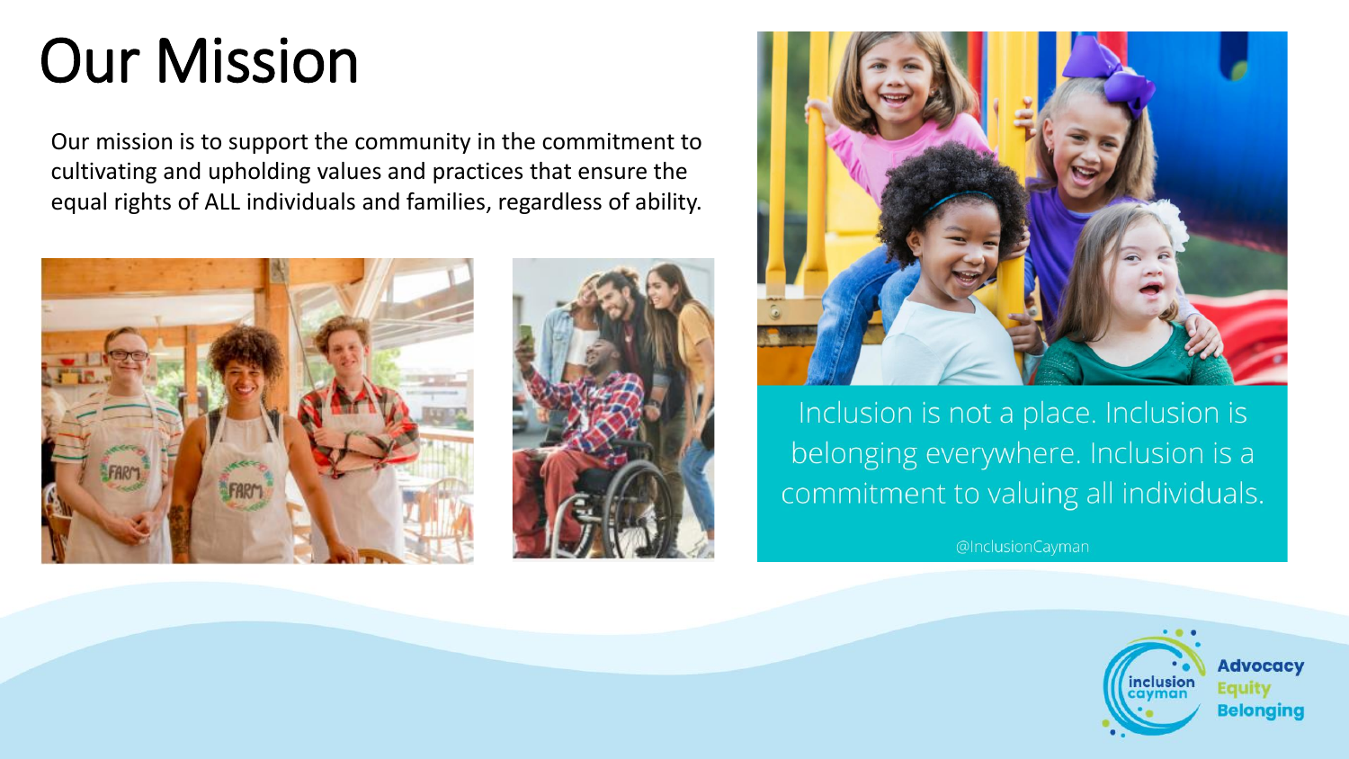# Our Mission

Our mission is to support the community in the commitment to cultivating and upholding values and practices that ensure the equal rights of ALL individuals and families, regardless of ability.

Inclusion is not a place. Inclusion is belonging everywhere. Inclusion is a commitment to valuing all individuals.

@InclusionCayman

inclusion cayman

**Advocacy**
**Equity**
**Belonging**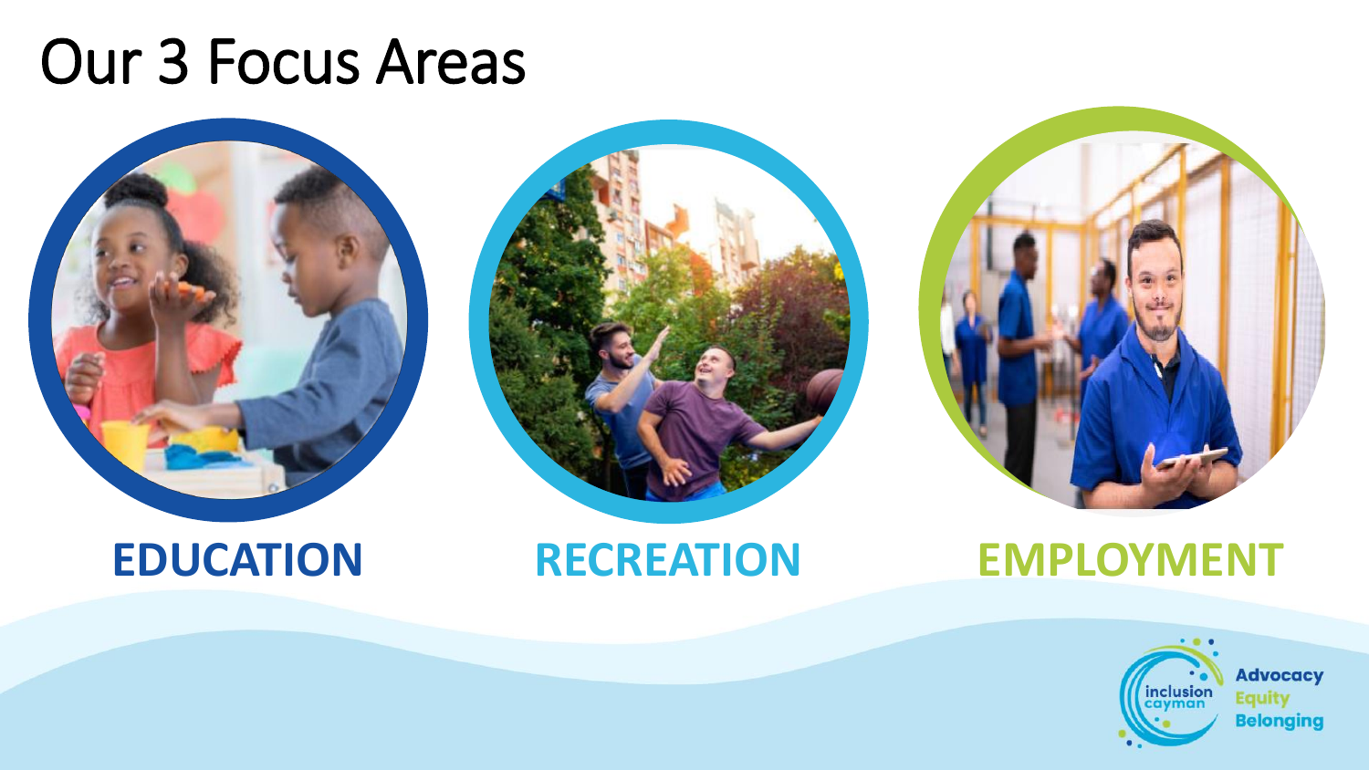# Our 3 Focus Areas

**EDUCATION**

**RECREATION**

**EMPLOYMENT**

inclusion cayman

Advocacy
Equity
Belonging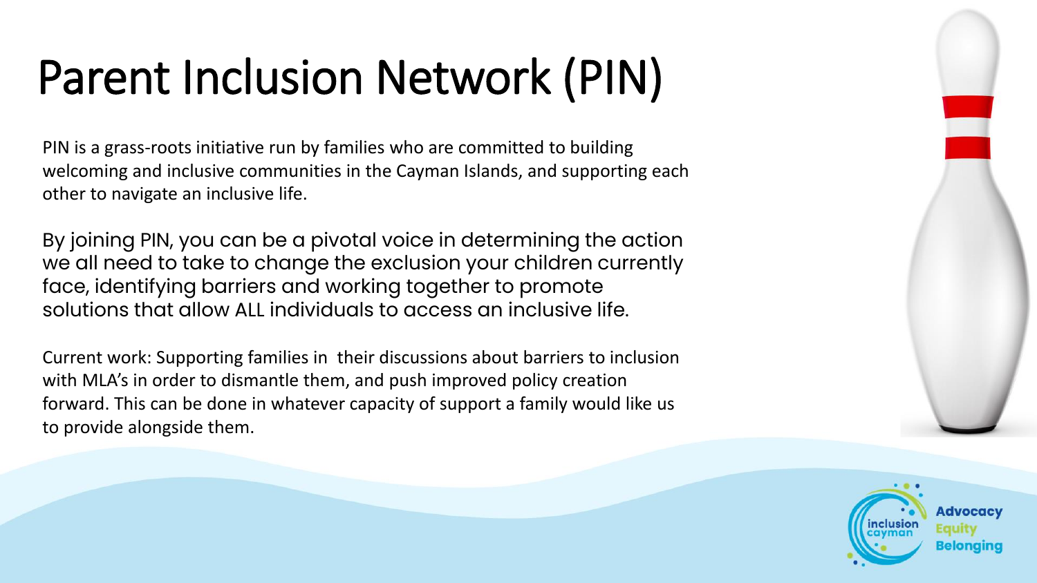# Parent Inclusion Network (PIN)

PIN is a grass-roots initiative run by families who are committed to building welcoming and inclusive communities in the Cayman Islands, and supporting each other to navigate an inclusive life.

By joining PIN, you can be a pivotal voice in determining the action we all need to take to change the exclusion your children currently face, identifying barriers and working together to promote solutions that allow ALL individuals to access an inclusive life.

Current work: Supporting families in their discussions about barriers to inclusion with MLA's in order to dismantle them, and push improved policy creation forward. This can be done in whatever capacity of support a family would like us to provide alongside them.

inclusion cayman

**Advocacy**
**Equity**
**Belonging**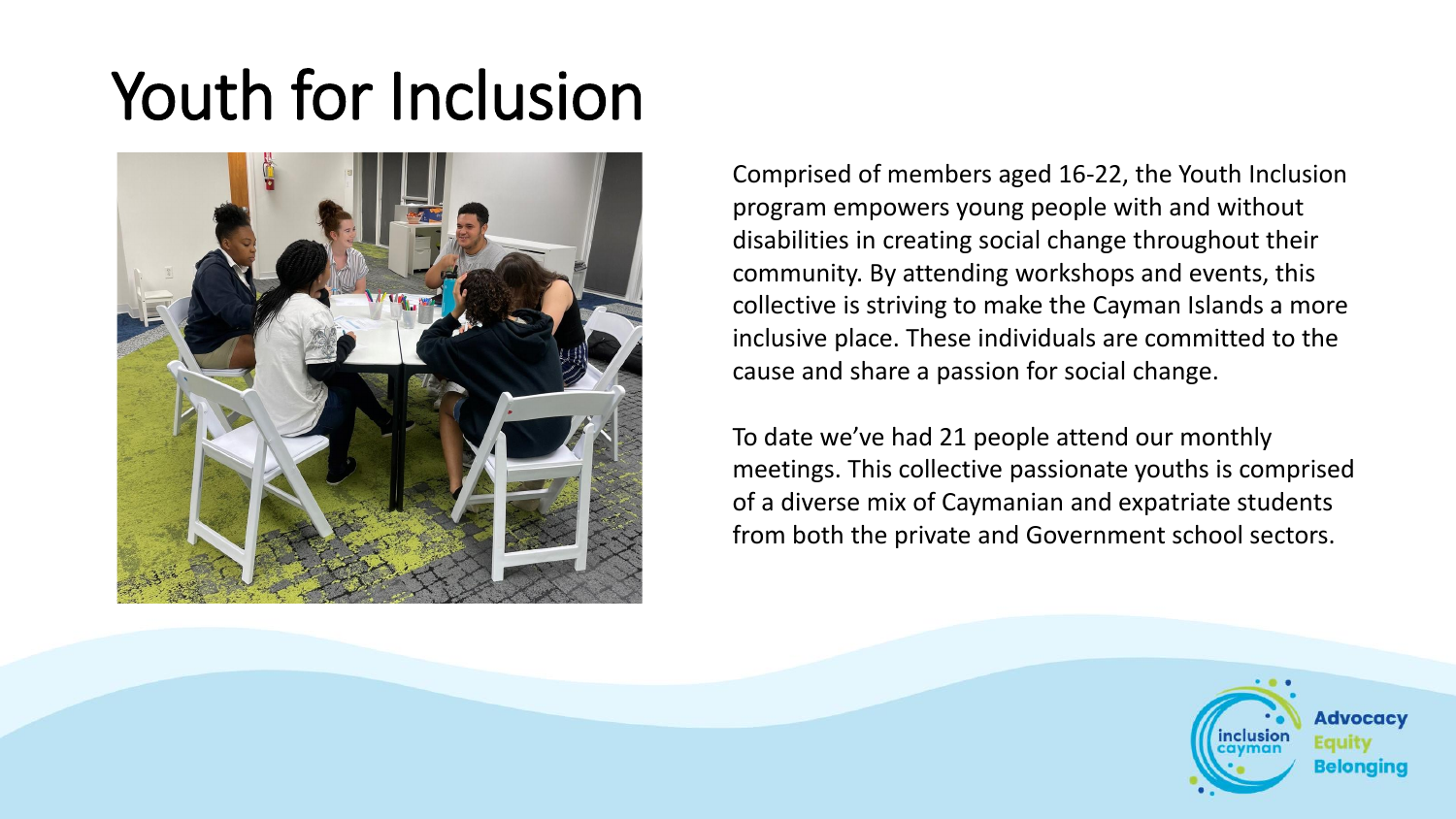# Youth for Inclusion

Comprised of members aged 16-22, the Youth Inclusion program empowers young people with and without disabilities in creating social change throughout their community. By attending workshops and events, this collective is striving to make the Cayman Islands a more inclusive place. These individuals are committed to the cause and share a passion for social change.

To date we've had 21 people attend our monthly meetings. This collective passionate youths is comprised of a diverse mix of Caymanian and expatriate students from both the private and Government school sectors.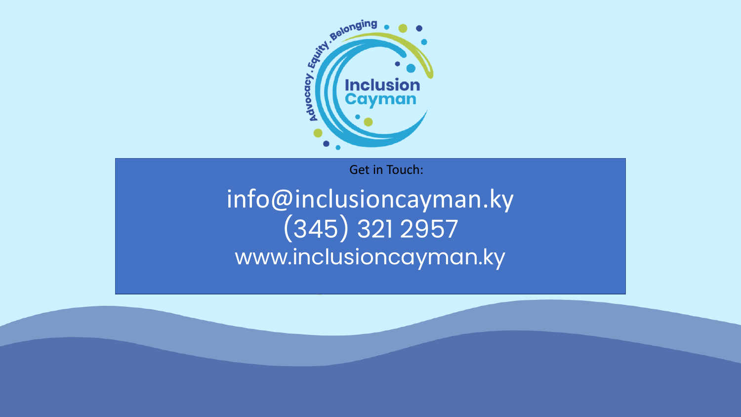Advocacy . Equity . Belonging

Inclusion Cayman

Get in Touch:

info@inclusioncayman.ky
(345) 321 2957
www.inclusioncayman.ky